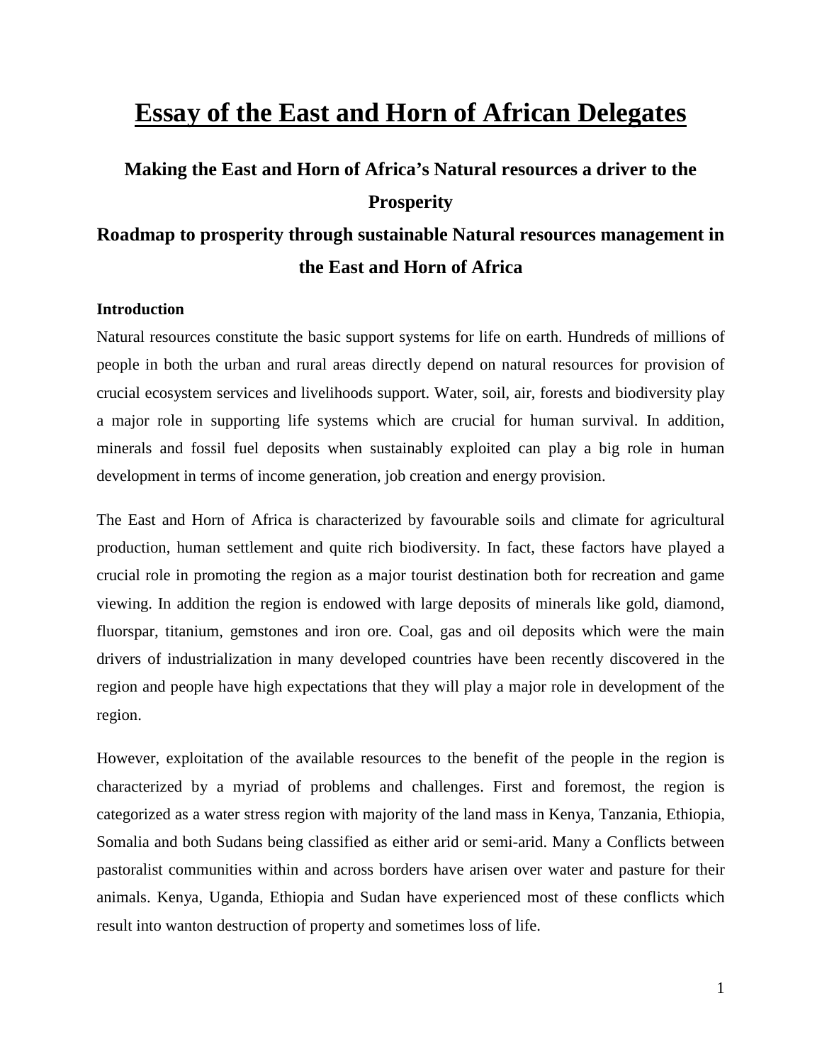# Essay of the East and Horn of African Delegates

## Making the East and Horn of Africa's Natural resources a driver to the Prosperity

## Roadmap to prosperity through sustainable Natural resources management in the East and Horn of Africa

### Introduction

Natural resources constitute the basic support systems for life on earth. Hundreds of millions of people in both the urban and rural areas directly depend on natural resources for provision of crucial ecosystem services and livelihoods support. Water, soil, air, forests and biodiversity play a major role in supporting life systems which are crucial for human survival. In addition, minerals and fossil fuel deposits when sustainably exploited can play a big role in human development in terms of income generation, job creation and energy provision.

The East and Horn of Africa is characterized by favourable soils and climate for agricultural production, human settlement and quite rich biodiversity. In fact, these factors have played a crucial role in promoting the region as a major tourist destination both for recreation and game viewing. In addition the region is endowed with large deposits of minerals like gold, diamond, fluorspar, titanium, gemstones and iron ore. Coal, gas and oil deposits which were the main drivers of industrialization in many developed countries have been recently discovered in the region and people have high expectations that they will play a major role in development of the region.

However, exploitation of the available resources to the benefit of the people in the region is characterized by a myriad of problems and challenges. First and foremost, the region is categorized as a water stress region with majority of the land mass in Kenya, Tanzania, Ethiopia, Somalia and both Sudans being classified as either arid or semi-arid. Many a Conflicts between pastoralist communities within and across borders have arisen over water and pasture for their animals. Kenya, Uganda, Ethiopia and Sudan have experienced most of these conflicts which result into wanton destruction of property and sometimes loss of life.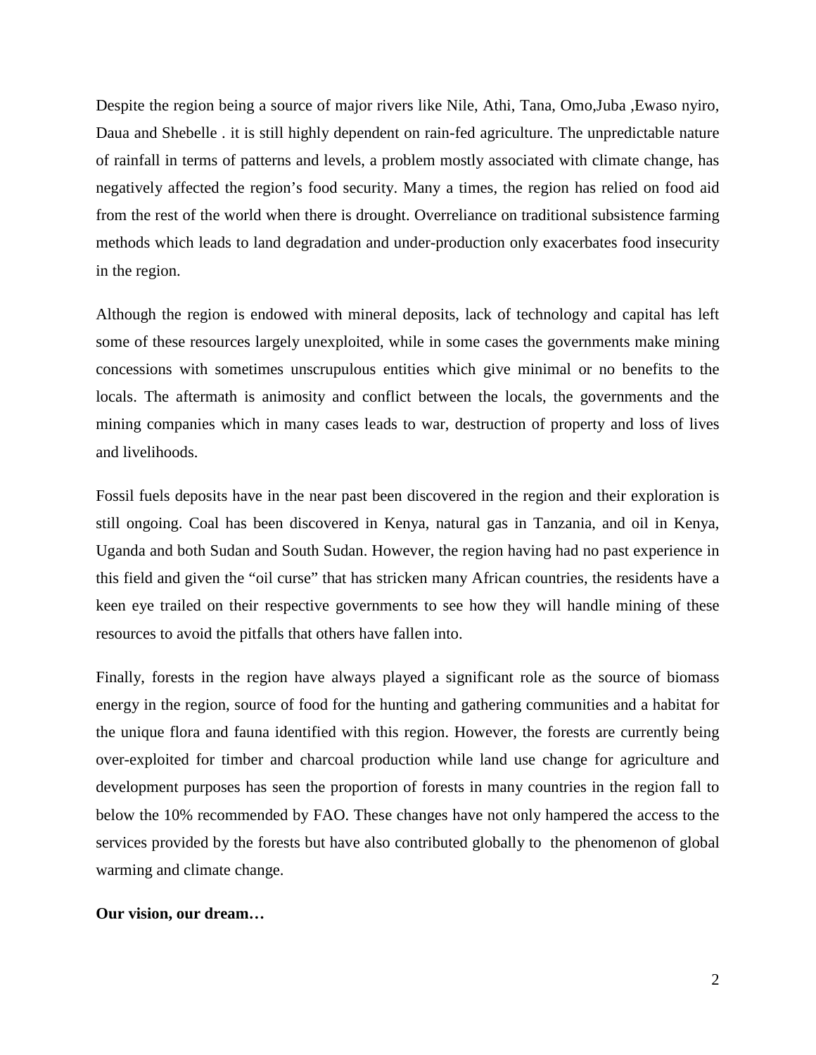Despite the region being a source of major rivers like Nile, Athi, Tana, Omo,Juba ,Ewaso nyiro, Daua and Shebelle . it is still highly dependent on rain-fed agriculture. The unpredictable nature of rainfall in terms of patterns and levels, a problem mostly associated with climate change, has negatively affected the region's food security. Many a times, the region has relied on food aid from the rest of the world when there is drought. Overreliance on traditional subsistence farming methods which leads to land degradation and under-production only exacerbates food insecurity in the region.

Although the region is endowed with mineral deposits, lack of technology and capital has left some of these resources largely unexploited, while in some cases the governments make mining concessions with sometimes unscrupulous entities which give minimal or no benefits to the locals. The aftermath is animosity and conflict between the locals, the governments and the mining companies which in many cases leads to war, destruction of property and loss of lives and livelihoods.

Fossil fuels deposits have in the near past been discovered in the region and their exploration is still ongoing. Coal has been discovered in Kenya, natural gas in Tanzania, and oil in Kenya, Uganda and both Sudan and South Sudan. However, the region having had no past experience in this field and given the "oil curse" that has stricken many African countries, the residents have a keen eye trailed on their respective governments to see how they will handle mining of these resources to avoid the pitfalls that others have fallen into.

Finally, forests in the region have always played a significant role as the source of biomass energy in the region, source of food for the hunting and gathering communities and a habitat for the unique flora and fauna identified with this region. However, the forests are currently being over-exploited for timber and charcoal production while land use change for agriculture and development purposes has seen the proportion of forests in many countries in the region fall to below the 10% recommended by FAO. These changes have not only hampered the access to the services provided by the forests but have also contributed globally to the phenomenon of global warming and climate change.

**Our vision, our dream…**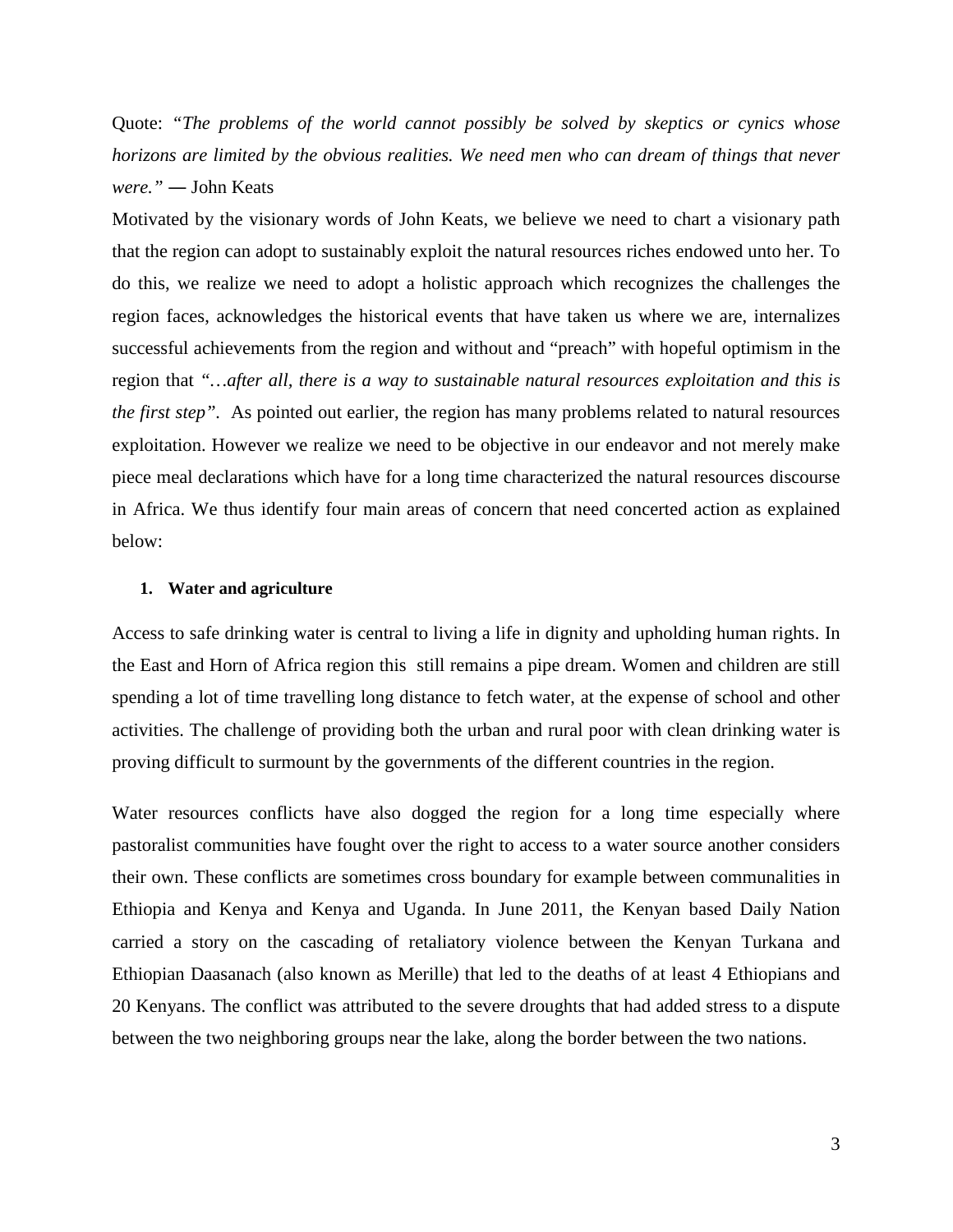Quote: *"The problems of the world cannot possibly be solved by skeptics or cynics whose horizons are limited by the obvious realities. We need men who can dream of things that never were."* ― John Keats

Motivated by the visionary words of John Keats, we believe we need to chart a visionary path that the region can adopt to sustainably exploit the natural resources riches endowed unto her. To do this, we realize we need to adopt a holistic approach which recognizes the challenges the region faces, acknowledges the historical events that have taken us where we are, internalizes successful achievements from the region and without and "preach" with hopeful optimism in the region that *"…after all, there is a way to sustainable natural resources exploitation and this is the first step"*. As pointed out earlier, the region has many problems related to natural resources exploitation. However we realize we need to be objective in our endeavor and not merely make piece meal declarations which have for a long time characterized the natural resources discourse in Africa. We thus identify four main areas of concern that need concerted action as explained below:

### 1. Water and agriculture

Access to safe drinking water is central to living a life in dignity and upholding human rights. In the East and Horn of Africa region this still remains a pipe dream. Women and children are still spending a lot of time travelling long distance to fetch water, at the expense of school and other activities. The challenge of providing both the urban and rural poor with clean drinking water is proving difficult to surmount by the governments of the different countries in the region.

Water resources conflicts have also dogged the region for a long time especially where pastoralist communities have fought over the right to access to a water source another considers their own. These conflicts are sometimes cross boundary for example between communalities in Ethiopia and Kenya and Kenya and Uganda. In June 2011, the Kenyan based Daily Nation carried a story on the cascading of retaliatory violence between the Kenyan Turkana and Ethiopian Daasanach (also known as Merille) that led to the deaths of at least 4 Ethiopians and 20 Kenyans. The conflict was attributed to the severe droughts that had added stress to a dispute between the two neighboring groups near the lake, along the border between the two nations.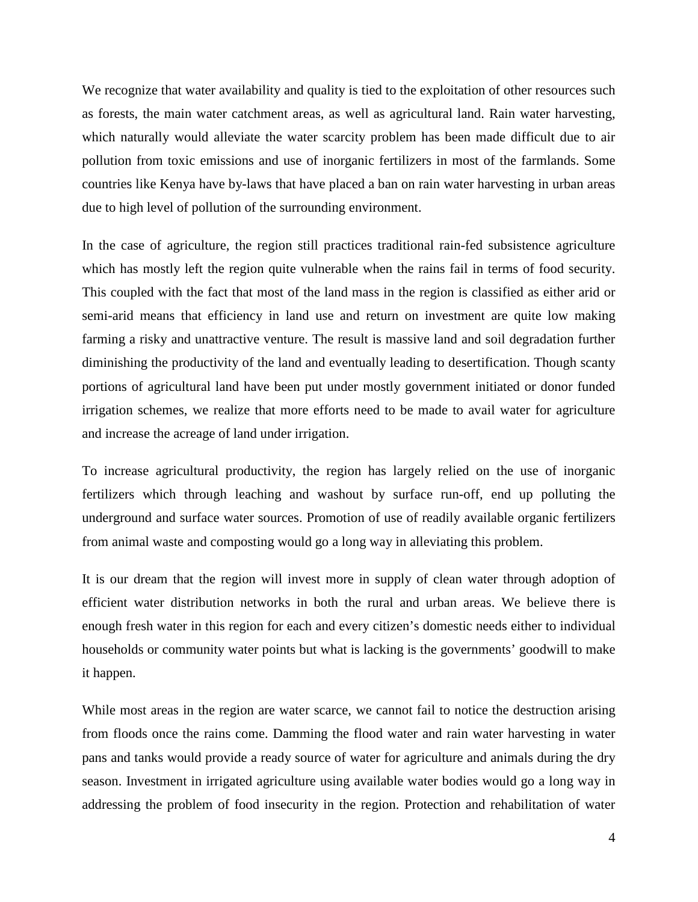We recognize that water availability and quality is tied to the exploitation of other resources such as forests, the main water catchment areas, as well as agricultural land. Rain water harvesting, which naturally would alleviate the water scarcity problem has been made difficult due to air pollution from toxic emissions and use of inorganic fertilizers in most of the farmlands. Some countries like Kenya have by-laws that have placed a ban on rain water harvesting in urban areas due to high level of pollution of the surrounding environment.

In the case of agriculture, the region still practices traditional rain-fed subsistence agriculture which has mostly left the region quite vulnerable when the rains fail in terms of food security. This coupled with the fact that most of the land mass in the region is classified as either arid or semi-arid means that efficiency in land use and return on investment are quite low making farming a risky and unattractive venture. The result is massive land and soil degradation further diminishing the productivity of the land and eventually leading to desertification. Though scanty portions of agricultural land have been put under mostly government initiated or donor funded irrigation schemes, we realize that more efforts need to be made to avail water for agriculture and increase the acreage of land under irrigation.

To increase agricultural productivity, the region has largely relied on the use of inorganic fertilizers which through leaching and washout by surface run-off, end up polluting the underground and surface water sources. Promotion of use of readily available organic fertilizers from animal waste and composting would go a long way in alleviating this problem.

It is our dream that the region will invest more in supply of clean water through adoption of efficient water distribution networks in both the rural and urban areas. We believe there is enough fresh water in this region for each and every citizen's domestic needs either to individual households or community water points but what is lacking is the governments' goodwill to make it happen.

While most areas in the region are water scarce, we cannot fail to notice the destruction arising from floods once the rains come. Damming the flood water and rain water harvesting in water pans and tanks would provide a ready source of water for agriculture and animals during the dry season. Investment in irrigated agriculture using available water bodies would go a long way in addressing the problem of food insecurity in the region. Protection and rehabilitation of water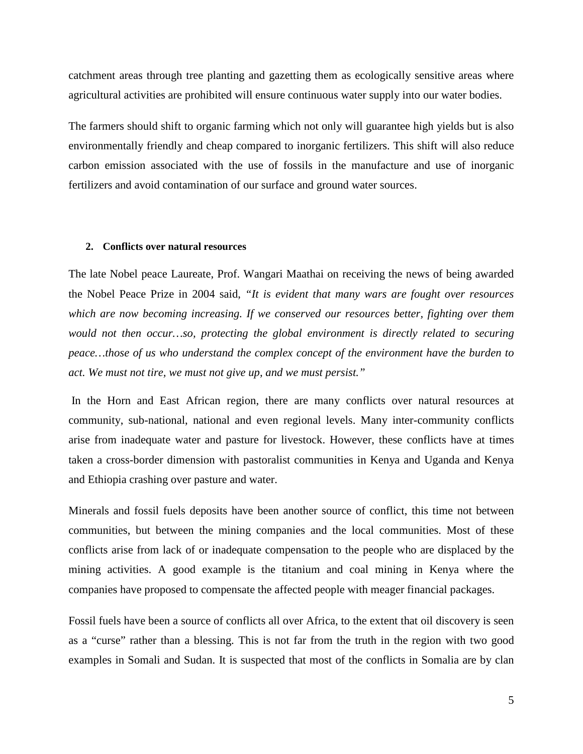catchment areas through tree planting and gazetting them as ecologically sensitive areas where agricultural activities are prohibited will ensure continuous water supply into our water bodies.

The farmers should shift to organic farming which not only will guarantee high yields but is also environmentally friendly and cheap compared to inorganic fertilizers. This shift will also reduce carbon emission associated with the use of fossils in the manufacture and use of inorganic fertilizers and avoid contamination of our surface and ground water sources.

## 2. Conflicts over natural resources

The late Nobel peace Laureate, Prof. Wangari Maathai on receiving the news of being awarded the Nobel Peace Prize in 2004 said, *"It is evident that many wars are fought over resources which are now becoming increasing. If we conserved our resources better, fighting over them would not then occur…so, protecting the global environment is directly related to securing peace…those of us who understand the complex concept of the environment have the burden to act. We must not tire, we must not give up, and we must persist."*

In the Horn and East African region, there are many conflicts over natural resources at community, sub-national, national and even regional levels. Many inter-community conflicts arise from inadequate water and pasture for livestock. However, these conflicts have at times taken a cross-border dimension with pastoralist communities in Kenya and Uganda and Kenya and Ethiopia crashing over pasture and water.

Minerals and fossil fuels deposits have been another source of conflict, this time not between communities, but between the mining companies and the local communities. Most of these conflicts arise from lack of or inadequate compensation to the people who are displaced by the mining activities. A good example is the titanium and coal mining in Kenya where the companies have proposed to compensate the affected people with meager financial packages.

Fossil fuels have been a source of conflicts all over Africa, to the extent that oil discovery is seen as a "curse" rather than a blessing. This is not far from the truth in the region with two good examples in Somali and Sudan. It is suspected that most of the conflicts in Somalia are by clan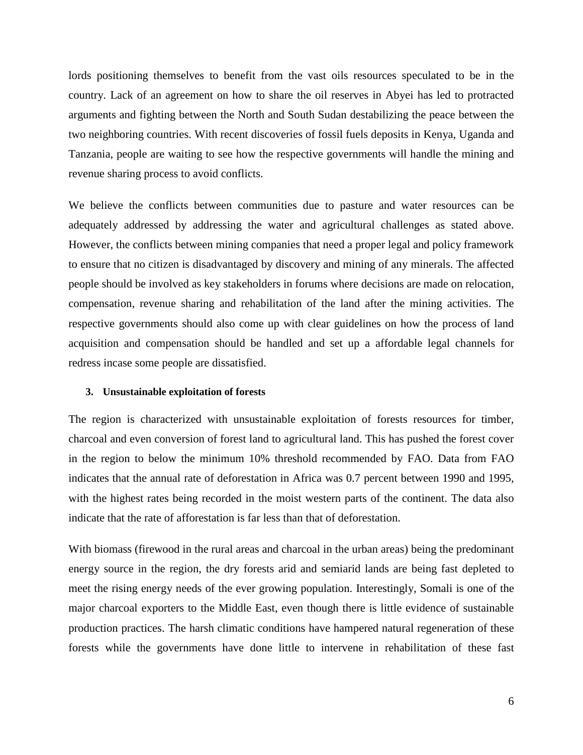lords positioning themselves to benefit from the vast oils resources speculated to be in the country. Lack of an agreement on how to share the oil reserves in Abyei has led to protracted arguments and fighting between the North and South Sudan destabilizing the peace between the two neighboring countries. With recent discoveries of fossil fuels deposits in Kenya, Uganda and Tanzania, people are waiting to see how the respective governments will handle the mining and revenue sharing process to avoid conflicts.

We believe the conflicts between communities due to pasture and water resources can be adequately addressed by addressing the water and agricultural challenges as stated above. However, the conflicts between mining companies that need a proper legal and policy framework to ensure that no citizen is disadvantaged by discovery and mining of any minerals. The affected people should be involved as key stakeholders in forums where decisions are made on relocation, compensation, revenue sharing and rehabilitation of the land after the mining activities. The respective governments should also come up with clear guidelines on how the process of land acquisition and compensation should be handled and set up a affordable legal channels for redress incase some people are dissatisfied.

### 3. Unsustainable exploitation of forests

The region is characterized with unsustainable exploitation of forests resources for timber, charcoal and even conversion of forest land to agricultural land. This has pushed the forest cover in the region to below the minimum 10% threshold recommended by FAO. Data from FAO indicates that the annual rate of deforestation in Africa was 0.7 percent between 1990 and 1995, with the highest rates being recorded in the moist western parts of the continent. The data also indicate that the rate of afforestation is far less than that of deforestation.

With biomass (firewood in the rural areas and charcoal in the urban areas) being the predominant energy source in the region, the dry forests arid and semiarid lands are being fast depleted to meet the rising energy needs of the ever growing population. Interestingly, Somali is one of the major charcoal exporters to the Middle East, even though there is little evidence of sustainable production practices. The harsh climatic conditions have hampered natural regeneration of these forests while the governments have done little to intervene in rehabilitation of these fast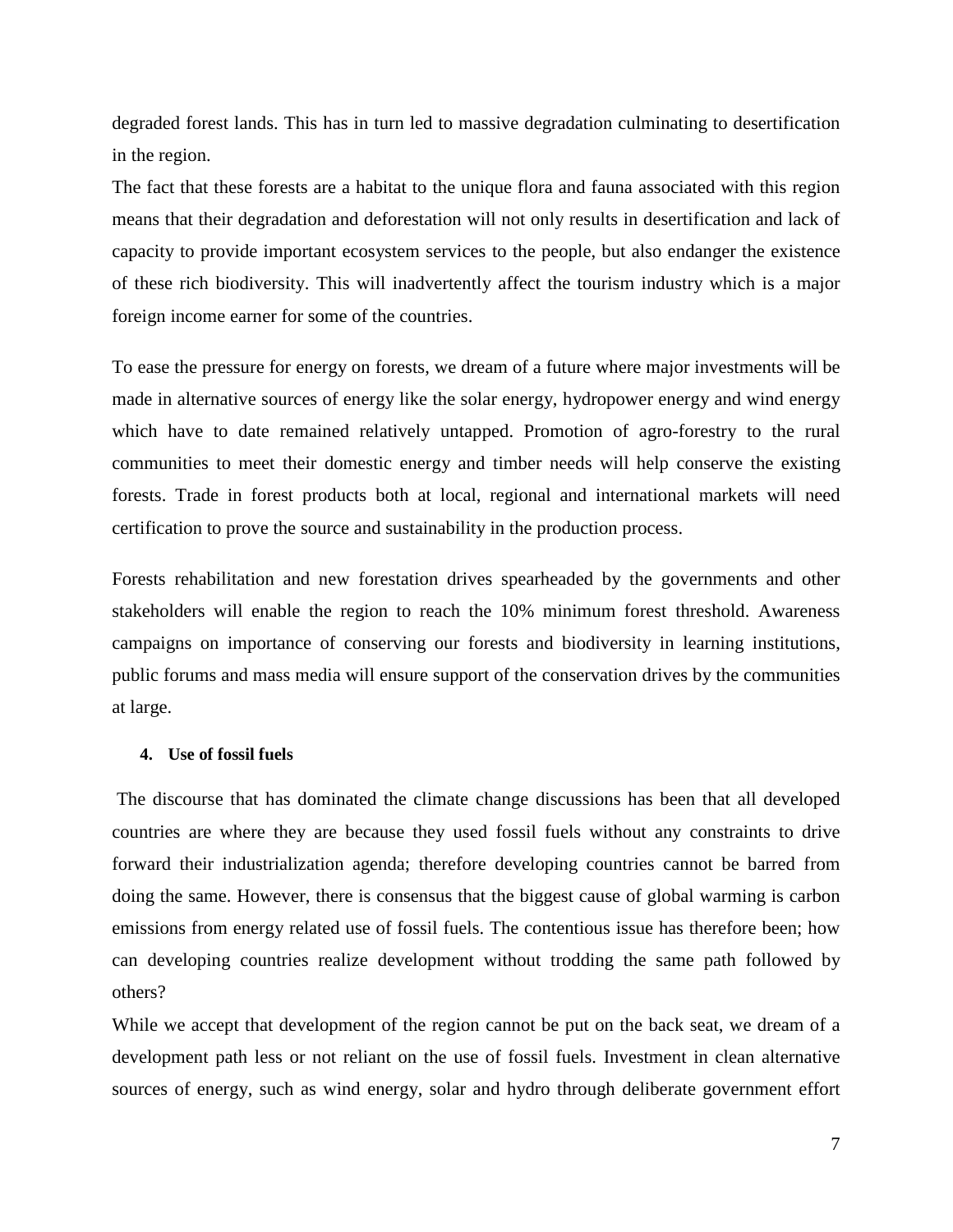degraded forest lands. This has in turn led to massive degradation culminating to desertification in the region.

The fact that these forests are a habitat to the unique flora and fauna associated with this region means that their degradation and deforestation will not only results in desertification and lack of capacity to provide important ecosystem services to the people, but also endanger the existence of these rich biodiversity. This will inadvertently affect the tourism industry which is a major foreign income earner for some of the countries.

To ease the pressure for energy on forests, we dream of a future where major investments will be made in alternative sources of energy like the solar energy, hydropower energy and wind energy which have to date remained relatively untapped. Promotion of agro-forestry to the rural communities to meet their domestic energy and timber needs will help conserve the existing forests. Trade in forest products both at local, regional and international markets will need certification to prove the source and sustainability in the production process.

Forests rehabilitation and new forestation drives spearheaded by the governments and other stakeholders will enable the region to reach the 10% minimum forest threshold. Awareness campaigns on importance of conserving our forests and biodiversity in learning institutions, public forums and mass media will ensure support of the conservation drives by the communities at large.

#### 4. Use of fossil fuels

The discourse that has dominated the climate change discussions has been that all developed countries are where they are because they used fossil fuels without any constraints to drive forward their industrialization agenda; therefore developing countries cannot be barred from doing the same. However, there is consensus that the biggest cause of global warming is carbon emissions from energy related use of fossil fuels. The contentious issue has therefore been; how can developing countries realize development without trodding the same path followed by others?

While we accept that development of the region cannot be put on the back seat, we dream of a development path less or not reliant on the use of fossil fuels. Investment in clean alternative sources of energy, such as wind energy, solar and hydro through deliberate government effort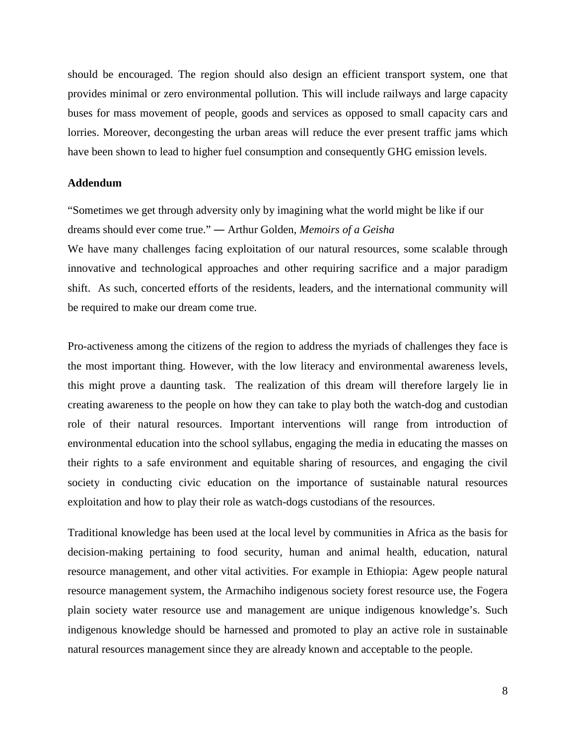should be encouraged. The region should also design an efficient transport system, one that provides minimal or zero environmental pollution. This will include railways and large capacity buses for mass movement of people, goods and services as opposed to small capacity cars and lorries. Moreover, decongesting the urban areas will reduce the ever present traffic jams which have been shown to lead to higher fuel consumption and consequently GHG emission levels.

**Addendum**

"Sometimes we get through adversity only by imagining what the world might be like if our dreams should ever come true." ― Arthur Golden, *Memoirs of a Geisha*

We have many challenges facing exploitation of our natural resources, some scalable through innovative and technological approaches and other requiring sacrifice and a major paradigm shift. As such, concerted efforts of the residents, leaders, and the international community will be required to make our dream come true.

Pro-activeness among the citizens of the region to address the myriads of challenges they face is the most important thing. However, with the low literacy and environmental awareness levels, this might prove a daunting task. The realization of this dream will therefore largely lie in creating awareness to the people on how they can take to play both the watch-dog and custodian role of their natural resources. Important interventions will range from introduction of environmental education into the school syllabus, engaging the media in educating the masses on their rights to a safe environment and equitable sharing of resources, and engaging the civil society in conducting civic education on the importance of sustainable natural resources exploitation and how to play their role as watch-dogs custodians of the resources.

Traditional knowledge has been used at the local level by communities in Africa as the basis for decision-making pertaining to food security, human and animal health, education, natural resource management, and other vital activities. For example in Ethiopia: Agew people natural resource management system, the Armachiho indigenous society forest resource use, the Fogera plain society water resource use and management are unique indigenous knowledge's. Such indigenous knowledge should be harnessed and promoted to play an active role in sustainable natural resources management since they are already known and acceptable to the people.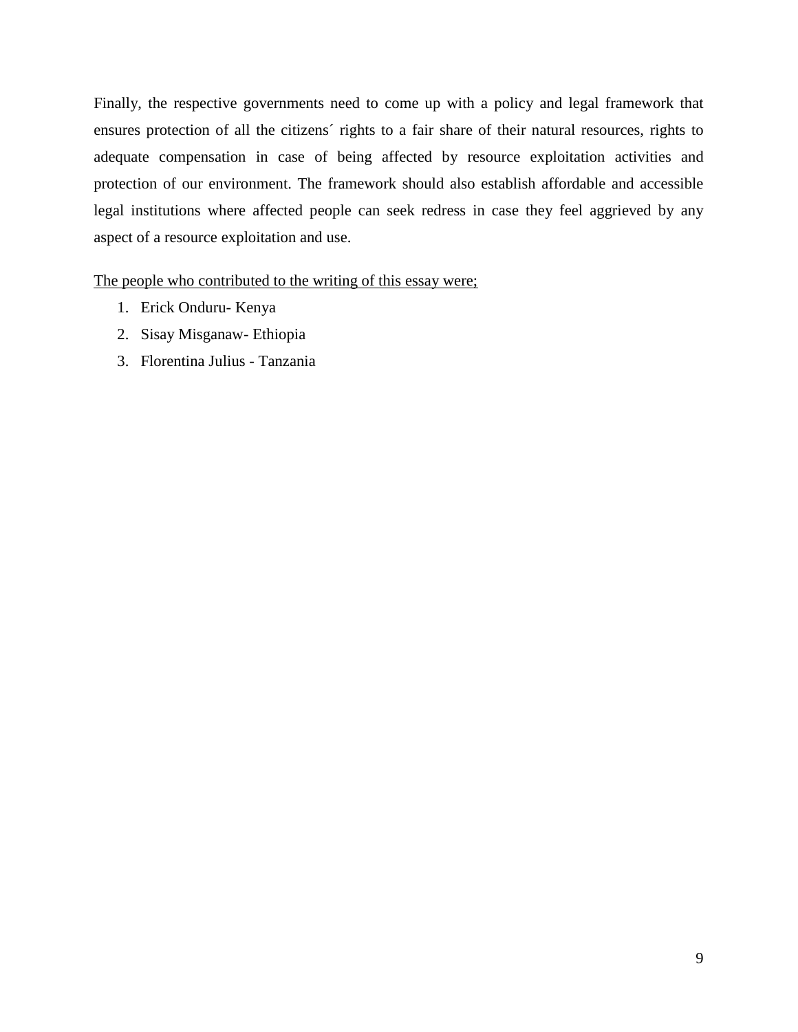Finally, the respective governments need to come up with a policy and legal framework that ensures protection of all the citizens´ rights to a fair share of their natural resources, rights to adequate compensation in case of being affected by resource exploitation activities and protection of our environment. The framework should also establish affordable and accessible legal institutions where affected people can seek redress in case they feel aggrieved by any aspect of a resource exploitation and use.

<u>The people who contributed to the writing of this essay were;</u>

1. Erick Onduru- Kenya
2. Sisay Misganaw- Ethiopia
3. Florentina Julius - Tanzania